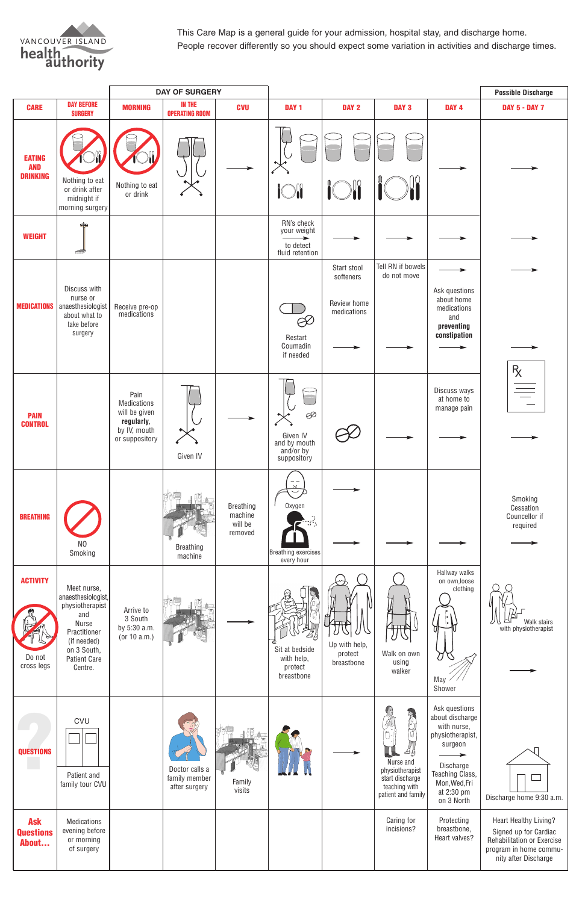Vancouver Island health authority

This Care Map is a general guide for your admission, hospital stay, and discharge home. People recover differently so you should expect some variation in activities and discharge times.

| CARE | DAY BEFORE SURGERY | DAY OF SURGERY: MORNING | DAY OF SURGERY: IN THE OPERATING ROOM | DAY OF SURGERY: CVU | DAY 1 | DAY 2 | DAY 3 | DAY 4 | Possible Discharge: DAY 5 - DAY 7 |
|---|---|---|---|---|---|---|---|---|---|
| EATING AND DRINKING | Nothing to eat or drink after midnight if morning surgery | Nothing to eat or drink | | → | | | | → | → |
| WEIGHT | | | | | RN's check your weight → to detect fluid retention | → | → | → | → |
| MEDICATIONS | Discuss with nurse or anaesthesiologist about what to take before surgery | Receive pre-op medications | | | Restart Coumadin if needed | Start stool softeners<br>Review home medications<br>→ | Tell RN if bowels do not move<br>→ | → Ask questions about home medications and **preventing constipation** → | → → |
| PAIN CONTROL | | Pain Medications will be given **regularly**, by IV, mouth or suppository | Given IV | → | Given IV and by mouth and/or by suppository | | → | Discuss ways at home to manage pain → | Rx → |
| BREATHING | NO Smoking | | Breathing machine | Breathing machine will be removed | Oxygen<br>Breathing exercises every hour | → → | → | → | Smoking Cessation Councellor if required → |
| ACTIVITY<br>Do not cross legs | Meet nurse, anaesthesiologist, physiotherapist and Nurse Practitioner (if needed) on 3 South, Patient Care Centre. | Arrive to 3 South by 5:30 a.m. (or 10 a.m.) | | → | Sit at bedside with help, protect breastbone | Up with help, protect breastbone | Walk on own using walker | Hallway walks on own, loose clothing<br>May Shower | Walk stairs with physiotherapist → |
| QUESTIONS | CVU<br>Patient and family tour CVU | | Doctor calls a family member after surgery | Family visits | | → | Nurse and physiotherapist start discharge teaching with patient and family | Ask questions about discharge with nurse, physiotherapist, surgeon →<br>Discharge Teaching Class, Mon, Wed, Fri at 2:30 pm on 3 North | Discharge home 9:30 a.m. |
| Ask Questions About… | Medications evening before or morning of surgery | | | | | | Caring for incisions? | Protecting breastbone, Heart valves? | Heart Healthy Living? Signed up for Cardiac Rehabilitation or Exercise program in home community after Discharge |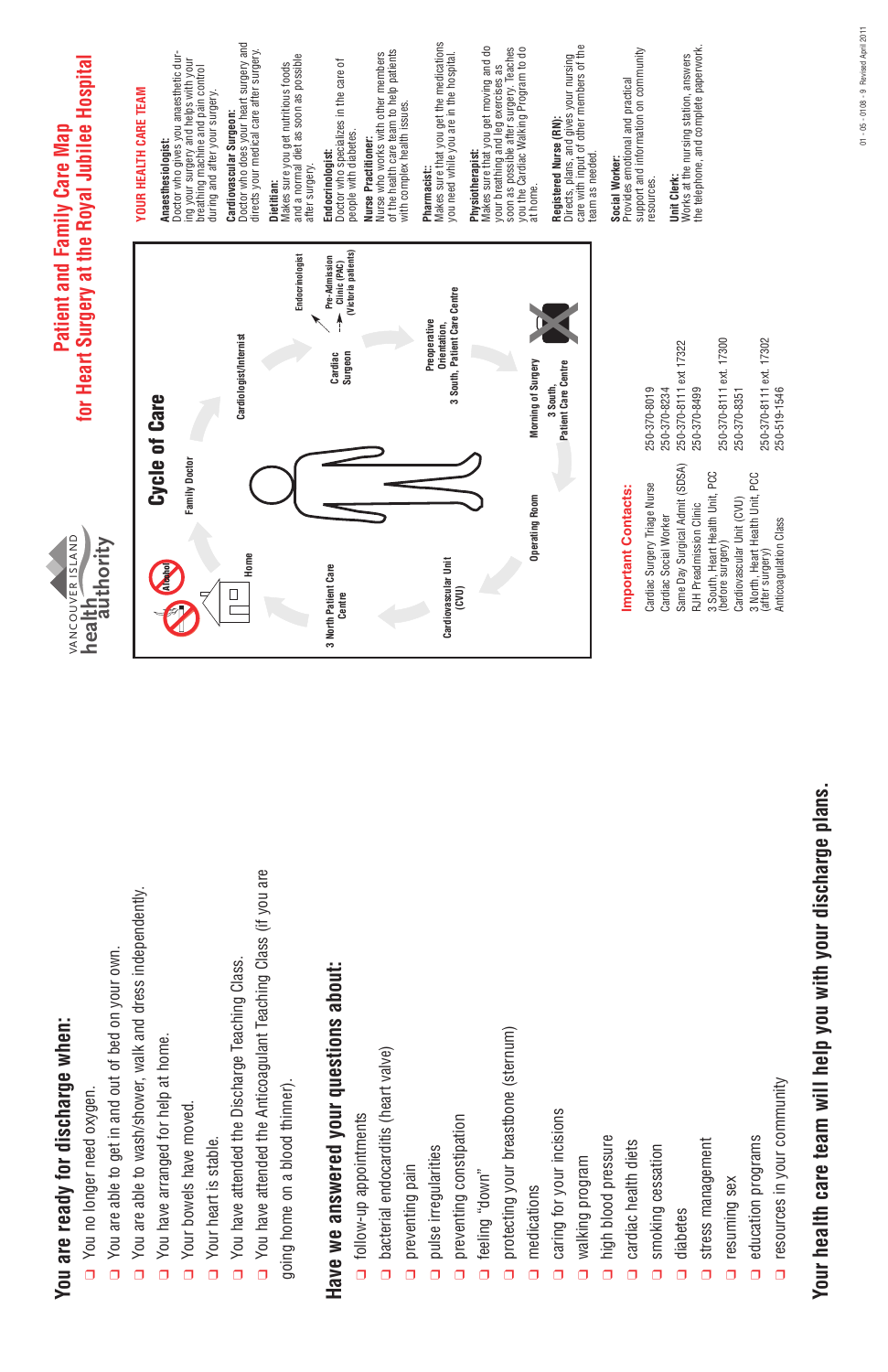# Patient and Family Care Map for Heart Surgery at the Royal Jubilee Hospital

VANCOUVER ISLAND health authority

## Cycle of Care

Alcohol

Home

Family Doctor

Cardiologist/Internist

Endocrinologist

Cardiac Surgeon

Pre-Admission Clinic (PAC) (Victoria patients)

Preoperative Orientation, 3 South, Patient Care Centre

Morning of Surgery 3 South, Patient Care Centre

Operating Room

Cardiovascular Unit (CVU)

3 North Patient Care Centre

## YOUR HEALTH CARE TEAM

**Anaesthesiologist:** Doctor who gives you anaesthetic during your surgery and helps with your breathing machine and pain control during and after your surgery.

**Cardiovascular Surgeon:** Doctor who does your heart surgery and directs your medical care after surgery.

**Dietitian:** Makes sure you get nutritious foods and a normal diet as soon as possible after surgery.

**Endocrinologist:** Doctor who specializes in the care of people with diabetes.

**Nurse Practitioner:** Nurse who works with other members of the health care team to help patients with complex health issues.

**Pharmacist::** Makes sure that you get the medications you need while you are in the hospital.

**Physiotherapist:** Makes sure that you get moving and do your breathing and leg exercises as soon as possible after surgery. Teaches you the Cardiac Walking Program to do at home.

**Registered Nurse (RN):** Directs, plans, and gives your nursing care with input of other members of the team as needed.

**Social Worker:** Provides emotional and practical support and information on community resources.

**Unit Clerk:** Works at the nursing station, answers the telephone, and complete paperwork.

## Important Contacts:

| | |
|---|---|
| Cardiac Surgery Triage Nurse | 250-370-8019 |
| Cardiac Social Worker | 250-370-8234 |
| Same Day Surgical Admit (SDSA) | 250-370-8111 ext 17322 |
| RJH Preadmission Clinic | 250-370-8499 |
| 3 South, Heart Health Unit, PCC (before surgery) | 250-370-8111 ext. 17300 |
| Cardiovascular Unit (CVU) | 250-370-8351 |
| 3 North, Heart Health Unit, PCC (after surgery) | 250-370-8111 ext. 17302 |
| Anticoagulation Class | 250-519-1546 |

## You are ready for discharge when:

- ❑ You no longer need oxygen.
- ❑ You are able to get in and out of bed on your own.
- ❑ You are able to wash/shower, walk and dress independently.
- ❑ You have arranged for help at home.
- ❑ Your bowels have moved.
- ❑ Your heart is stable.
- ❑ You have attended the Discharge Teaching Class.
- ❑ You have attended the Anticoagulant Teaching Class (if you are going home on a blood thinner).

## Have we answered your questions about:

- ❑ follow-up appointments
- ❑ bacterial endocarditis (heart valve)
- ❑ preventing pain
- ❑ pulse irregularities
- ❑ preventing constipation
- ❑ feeling "down"
- ❑ protecting your breastbone (sternum)
- ❑ medications
- ❑ caring for your incisions
- ❑ walking program
- ❑ high blood pressure
- ❑ cardiac health diets
- ❑ smoking cessation
- ❑ diabetes
- ❑ stress management
- ❑ resuming sex
- ❑ education programs
- ❑ resources in your community

## Your health care team will help you with your discharge plans.

01 - 05 - 0108 - 9 Revised April 2011